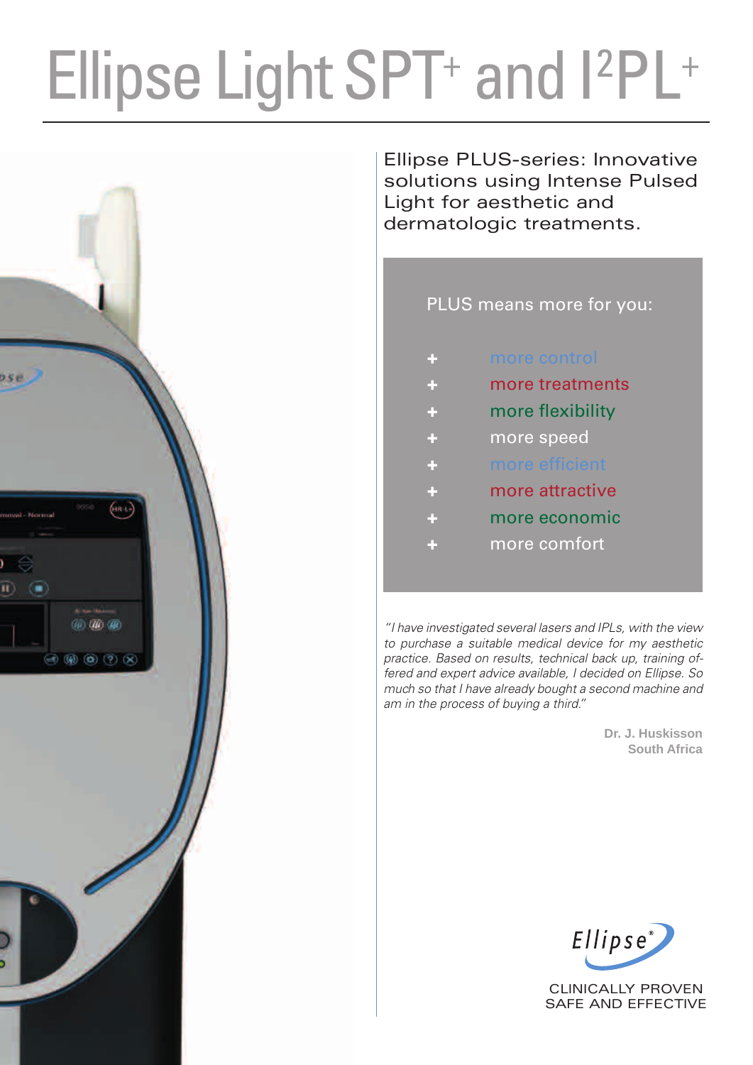# Ellipse Light SPT+ and I²PL+

Ellipse PLUS-series: Innovative solutions using Intense Pulsed Light for aesthetic and dermatologic treatments.

PLUS means more for you:

- + more control
- + more treatments
- + more flexibility
- + more speed
- + more efficient
- + more attractive
- + more economic
- + more comfort

*"I have investigated several lasers and IPLs, with the view to purchase a suitable medical device for my aesthetic practice. Based on results, technical back up, training offered and expert advice available, I decided on Ellipse. So much so that I have already bought a second machine and am in the process of buying a third."*

**Dr. J. Huskisson**
**South Africa**

Ellipse®

CLINICALLY PROVEN
SAFE AND EFFECTIVE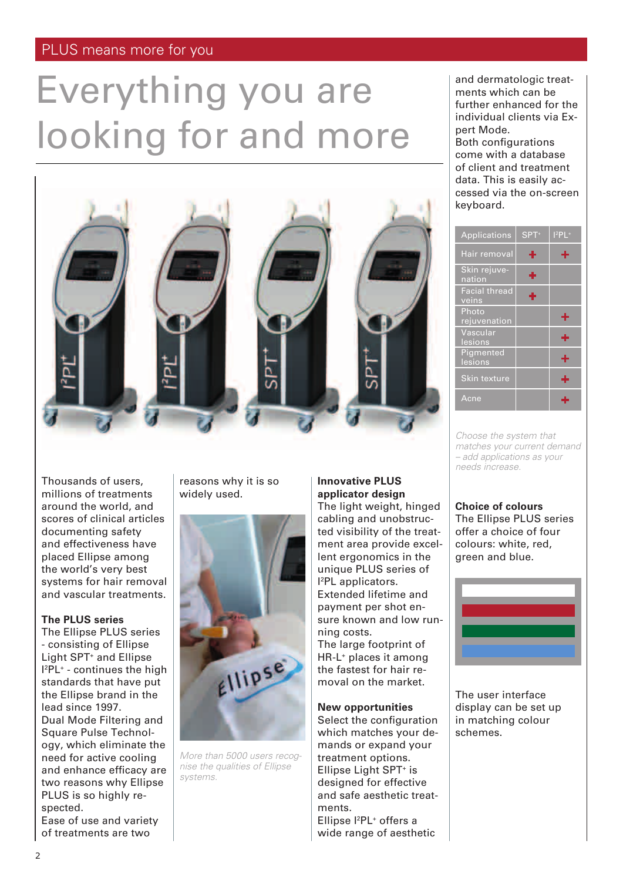PLUS means more for you

# Everything you are looking for and more

Thousands of users, millions of treatments around the world, and scores of clinical articles documenting safety and effectiveness have placed Ellipse among the world's very best systems for hair removal and vascular treatments.

## The PLUS series

The Ellipse PLUS series - consisting of Ellipse Light SPT⁺ and Ellipse I²PL⁺ - continues the high standards that have put the Ellipse brand in the lead since 1997.

Dual Mode Filtering and Square Pulse Technology, which eliminate the need for active cooling and enhance efficacy are two reasons why Ellipse PLUS is so highly respected.

Ease of use and variety of treatments are two reasons why it is so widely used.

*More than 5000 users recognise the qualities of Ellipse systems.*

## Innovative PLUS applicator design

The light weight, hinged cabling and unobstructed visibility of the treatment area provide excellent ergonomics in the unique PLUS series of I²PL applicators.

Extended lifetime and payment per shot ensure known and low running costs.

The large footprint of HR-L⁺ places it among the fastest for hair removal on the market.

## New opportunities

Select the configuration which matches your demands or expand your treatment options.

Ellipse Light SPT⁺ is designed for effective and safe aesthetic treatments.

Ellipse I²PL⁺ offers a wide range of aesthetic and dermatologic treatments which can be further enhanced for the individual clients via Expert Mode.

Both configurations come with a database of client and treatment data. This is easily accessed via the on-screen keyboard.

| Applications | SPT⁺ | I²PL⁺ |
|---|---|---|
| Hair removal | + | + |
| Skin rejuvenation | + | |
| Facial thread veins | + | |
| Photo rejuvenation | | + |
| Vascular lesions | | + |
| Pigmented lesions | | + |
| Skin texture | | + |
| Acne | | + |

*Choose the system that matches your current demand – add applications as your needs increase.*

## Choice of colours

The Ellipse PLUS series offer a choice of four colours: white, red, green and blue.

The user interface display can be set up in matching colour schemes.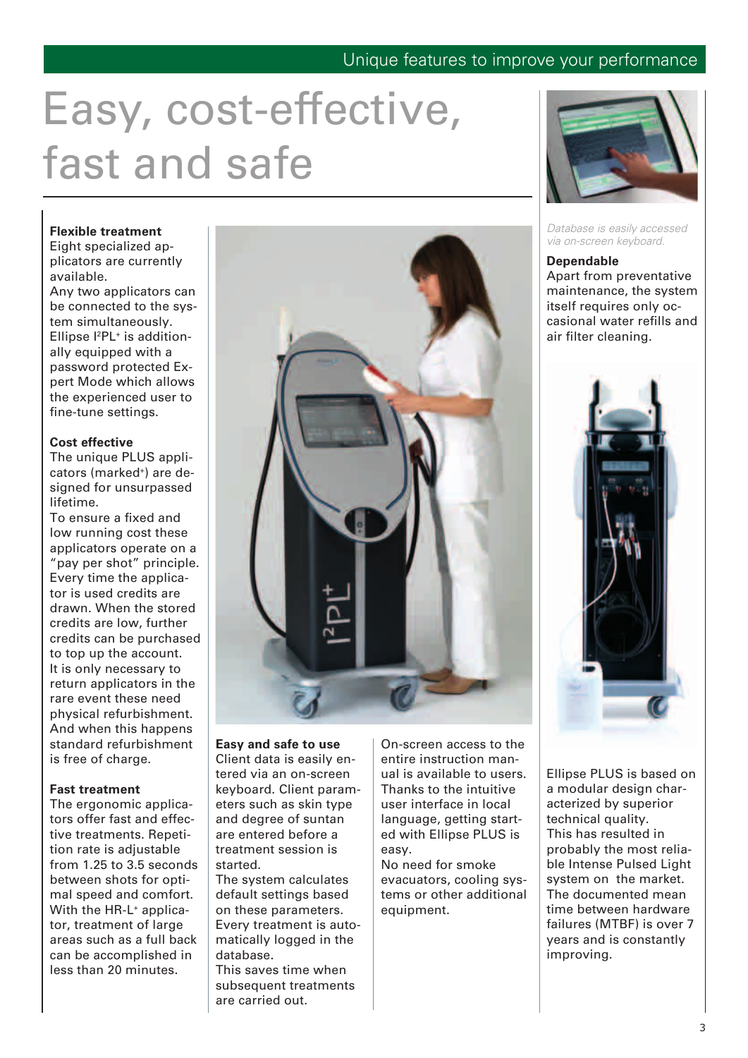# Easy, cost-effective, fast and safe

**Flexible treatment**
Eight specialized applicators are currently available.
Any two applicators can be connected to the system simultaneously. Ellipse I²PL⁺ is additionally equipped with a password protected Expert Mode which allows the experienced user to fine-tune settings.

**Cost effective**
The unique PLUS applicators (marked⁺) are designed for unsurpassed lifetime.
To ensure a fixed and low running cost these applicators operate on a "pay per shot" principle. Every time the applicator is used credits are drawn. When the stored credits are low, further credits can be purchased to top up the account.
It is only necessary to return applicators in the rare event these need physical refurbishment. And when this happens standard refurbishment is free of charge.

**Fast treatment**
The ergonomic applicators offer fast and effective treatments. Repetition rate is adjustable from 1.25 to 3.5 seconds between shots for optimal speed and comfort. With the HR-L⁺ applicator, treatment of large areas such as a full back can be accomplished in less than 20 minutes.

**Easy and safe to use**
Client data is easily entered via an on-screen keyboard. Client parameters such as skin type and degree of suntan are entered before a treatment session is started.
The system calculates default settings based on these parameters.
Every treatment is automatically logged in the database.
This saves time when subsequent treatments are carried out.

On-screen access to the entire instruction manual is available to users. Thanks to the intuitive user interface in local language, getting started with Ellipse PLUS is easy.
No need for smoke evacuators, cooling systems or other additional equipment.

*Database is easily accessed via on-screen keyboard.*

**Dependable**
Apart from preventative maintenance, the system itself requires only occasional water refills and air filter cleaning.

Ellipse PLUS is based on a modular design characterized by superior technical quality.
This has resulted in probably the most reliable Intense Pulsed Light system on the market.
The documented mean time between hardware failures (MTBF) is over 7 years and is constantly improving.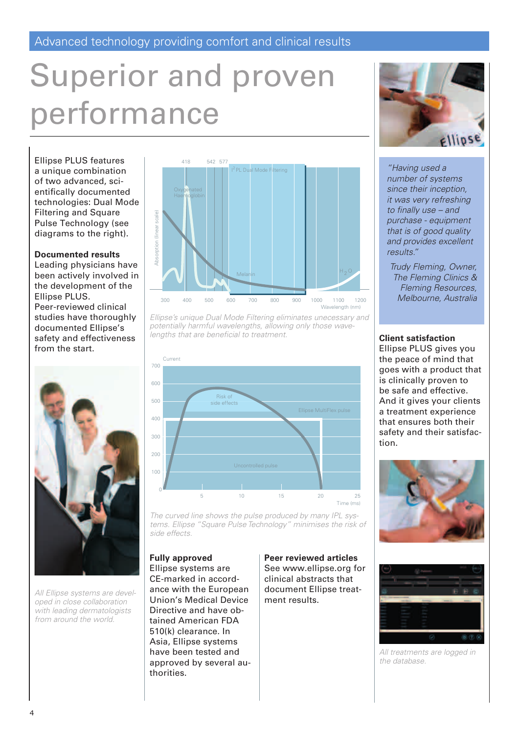Advanced technology providing comfort and clinical results

# Superior and proven performance

Ellipse PLUS features a unique combination of two advanced, scientifically documented technologies: Dual Mode Filtering and Square Pulse Technology (see diagrams to the right).

**Documented results**
Leading physicians have been actively involved in the development of the Ellipse PLUS. Peer-reviewed clinical studies have thoroughly documented Ellipse's safety and effectiveness from the start.

*All Ellipse systems are developed in close collaboration with leading dermatologists from around the world.*

*Ellipse's unique Dual Mode Filtering eliminates unecessary and potentially harmful wavelengths, allowing only those wavelengths that are beneficial to treatment.*

*The curved line shows the pulse produced by many IPL systems. Ellipse "Square Pulse Technology" minimises the risk of side effects.*

**Fully approved**
Ellipse systems are CE-marked in accordance with the European Union's Medical Device Directive and have obtained American FDA 510(k) clearance. In Asia, Ellipse systems have been tested and approved by several authorities.

**Peer reviewed articles**
See www.ellipse.org for clinical abstracts that document Ellipse treatment results.

*"Having used a number of systems since their inception, it was very refreshing to finally use – and purchase - equipment that is of good quality and provides excellent results."*

*Trudy Fleming, Owner, The Fleming Clinics & Fleming Resources, Melbourne, Australia*

**Client satisfaction**
Ellipse PLUS gives you the peace of mind that goes with a product that is clinically proven to be safe and effective. And it gives your clients a treatment experience that ensures both their safety and their satisfaction.

*All treatments are logged in the database.*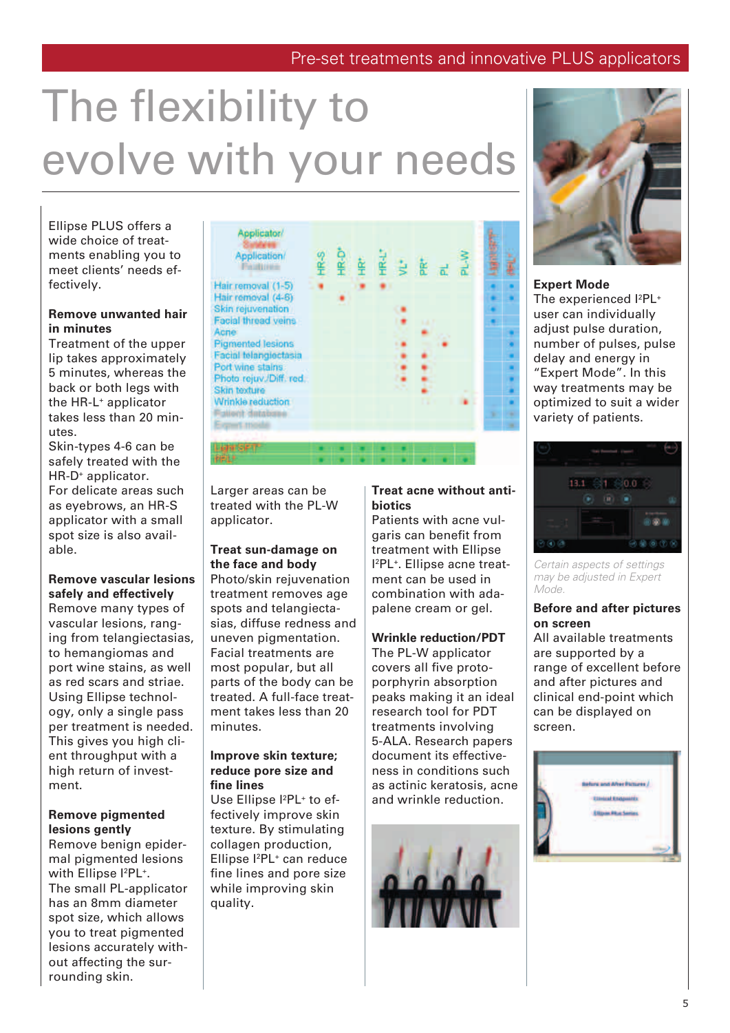# The flexibility to evolve with your needs

Ellipse PLUS offers a wide choice of treatments enabling you to meet clients' needs effectively.

**Remove unwanted hair in minutes**

Treatment of the upper lip takes approximately 5 minutes, whereas the back or both legs with the HR-L⁺ applicator takes less than 20 minutes.

Skin-types 4-6 can be safely treated with the HR-D⁺ applicator.

For delicate areas such as eyebrows, an HR-S applicator with a small spot size is also available.

**Remove vascular lesions safely and effectively**

Remove many types of vascular lesions, ranging from telangiectasias, to hemangiomas and port wine stains, as well as red scars and striae. Using Ellipse technology, only a single pass per treatment is needed. This gives you high client throughput with a high return of investment.

**Remove pigmented lesions gently**

Remove benign epidermal pigmented lesions with Ellipse I²PL⁺.

The small PL-applicator has an 8mm diameter spot size, which allows you to treat pigmented lesions accurately without affecting the surrounding skin.

| Applicator/ Systems Application/ Features | HR-S | HR-D⁺ | HR⁺ | HR-L⁺ | VL⁺ | PR⁺ | PL | PL-W | Light SFT® | I²PL⁺ |
|---|---|---|---|---|---|---|---|---|---|---|
| Hair removal (1-5) | • | | • | • | | | | | • | • |
| Hair removal (4-6) | | • | | | | | | | • | • |
| Skin rejuvenation | | | | | • | | | | • | • |
| Facial thread veins | | | | | • | | | | • | |
| Acne | | | | | | • | | | | • |
| Pigmented lesions | | | | | • | • | • | | | • |
| Facial telangiectasia | | | | | • | • | | | | • |
| Port wine stains | | | | | • | • | | | | • |
| Photo rejuv./Diff. red. | | | | | • | • | | | | • |
| Skin texture | | | | | | • | | | | • |
| Wrinkle reduction | | | | | | | | • | | • |
| Patient database | | | | | | | | | • | • |
| Expert mode | | | | | | | | | | • |
| Light SFT® | • | • | • | • | • | | | | | |
| I²PL⁺ | • | • | • | • | • | • | • | • | | |

Larger areas can be treated with the PL-W applicator.

**Treat sun-damage on the face and body**

Photo/skin rejuvenation treatment removes age spots and telangiectasias, diffuse redness and uneven pigmentation. Facial treatments are most popular, but all parts of the body can be treated. A full-face treatment takes less than 20 minutes.

**Improve skin texture; reduce pore size and fine lines**

Use Ellipse I²PL⁺ to effectively improve skin texture. By stimulating collagen production, Ellipse I²PL⁺ can reduce fine lines and pore size while improving skin quality.

**Treat acne without antibiotics**

Patients with acne vulgaris can benefit from treatment with Ellipse I²PL⁺. Ellipse acne treatment can be used in combination with adapalene cream or gel.

**Wrinkle reduction/PDT**

The PL-W applicator covers all five protoporphyrin absorption peaks making it an ideal research tool for PDT treatments involving 5-ALA. Research papers document its effectiveness in conditions such as actinic keratosis, acne and wrinkle reduction.

**Expert Mode**

The experienced I²PL⁺ user can individually adjust pulse duration, number of pulses, pulse delay and energy in "Expert Mode". In this way treatments may be optimized to suit a wider variety of patients.

*Certain aspects of settings may be adjusted in Expert Mode.*

**Before and after pictures on screen**

All available treatments are supported by a range of excellent before and after pictures and clinical end-point which can be displayed on screen.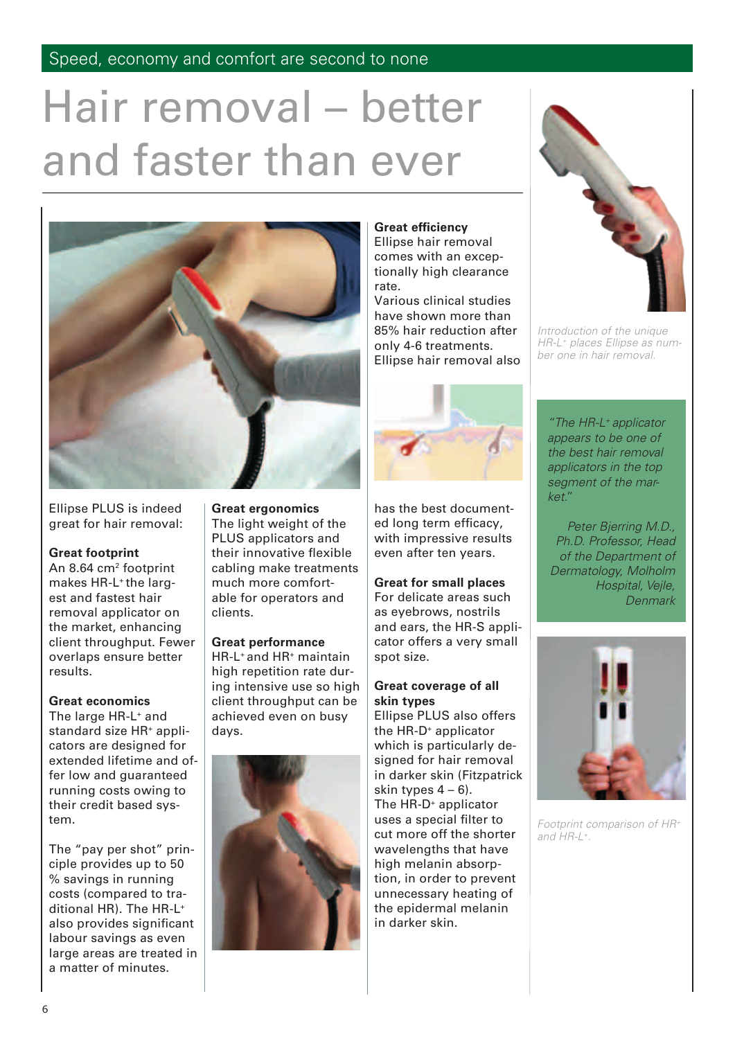Speed, economy and comfort are second to none

# Hair removal – better and faster than ever

Ellipse PLUS is indeed great for hair removal:

**Great footprint**
An 8.64 cm² footprint makes HR-L⁺ the largest and fastest hair removal applicator on the market, enhancing client throughput. Fewer overlaps ensure better results.

**Great economics**
The large HR-L⁺ and standard size HR⁺ applicators are designed for extended lifetime and offer low and guaranteed running costs owing to their credit based system.

The "pay per shot" principle provides up to 50 % savings in running costs (compared to traditional HR). The HR-L⁺ also provides significant labour savings as even large areas are treated in a matter of minutes.

**Great ergonomics**
The light weight of the PLUS applicators and their innovative flexible cabling make treatments much more comfortable for operators and clients.

**Great performance**
HR-L⁺ and HR⁺ maintain high repetition rate during intensive use so high client throughput can be achieved even on busy days.

**Great efficiency**
Ellipse hair removal comes with an exceptionally high clearance rate.
Various clinical studies have shown more than 85% hair reduction after only 4-6 treatments. Ellipse hair removal also has the best documented long term efficacy, with impressive results even after ten years.

**Great for small places**
For delicate areas such as eyebrows, nostrils and ears, the HR-S applicator offers a very small spot size.

**Great coverage of all skin types**
Ellipse PLUS also offers the HR-D⁺ applicator which is particularly designed for hair removal in darker skin (Fitzpatrick skin types 4 – 6).
The HR-D⁺ applicator uses a special filter to cut more off the shorter wavelengths that have high melanin absorption, in order to prevent unnecessary heating of the epidermal melanin in darker skin.

*Introduction of the unique HR-L⁺ places Ellipse as number one in hair removal.*

> *"The HR-L⁺ applicator appears to be one of the best hair removal applicators in the top segment of the market."*
>
> *Peter Bjerring M.D., Ph.D. Professor, Head of the Department of Dermatology, Molholm Hospital, Vejle, Denmark*

*Footprint comparison of HR⁺ and HR-L⁺.*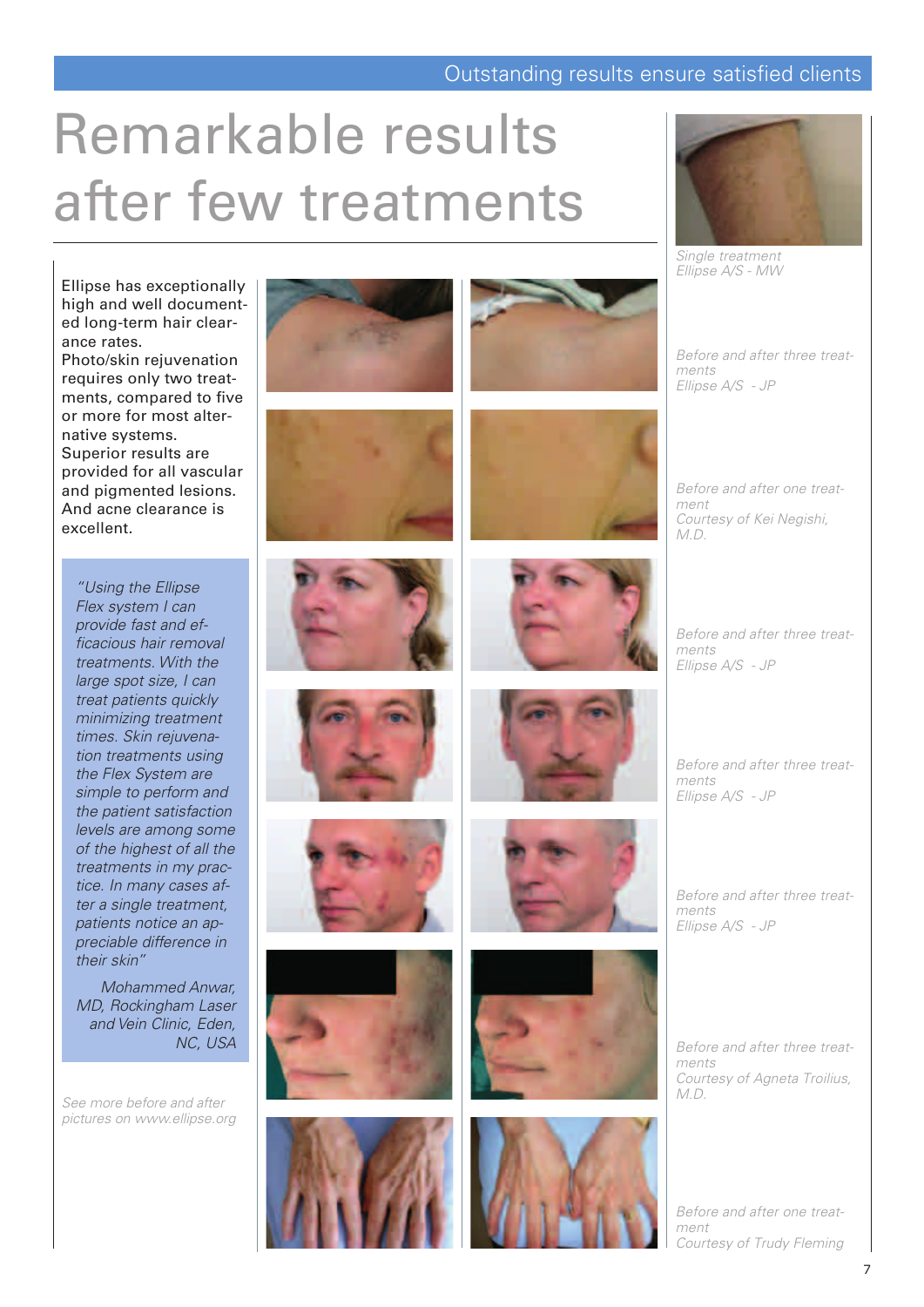# Remarkable results after few treatments

Ellipse has exceptionally high and well documented long-term hair clearance rates.
Photo/skin rejuvenation requires only two treatments, compared to five or more for most alternative systems.
Superior results are provided for all vascular and pigmented lesions.
And acne clearance is excellent.

> *"Using the Ellipse Flex system I can provide fast and efficacious hair removal treatments. With the large spot size, I can treat patients quickly minimizing treatment times. Skin rejuvenation treatments using the Flex System are simple to perform and the patient satisfaction levels are among some of the highest of all the treatments in my practice. In many cases after a single treatment, patients notice an appreciable difference in their skin"*
>
> Mohammed Anwar, MD, Rockingham Laser and Vein Clinic, Eden, NC, USA

*See more before and after pictures on www.ellipse.org*

*Single treatment*
*Ellipse A/S - MW*

*Before and after three treatments*
*Ellipse A/S - JP*

*Before and after one treatment*
*Courtesy of Kei Negishi, M.D.*

*Before and after three treatments*
*Ellipse A/S - JP*

*Before and after three treatments*
*Ellipse A/S - JP*

*Before and after three treatments*
*Ellipse A/S - JP*

*Before and after three treatments*
*Courtesy of Agneta Troilius, M.D.*

*Before and after one treatment*
*Courtesy of Trudy Fleming*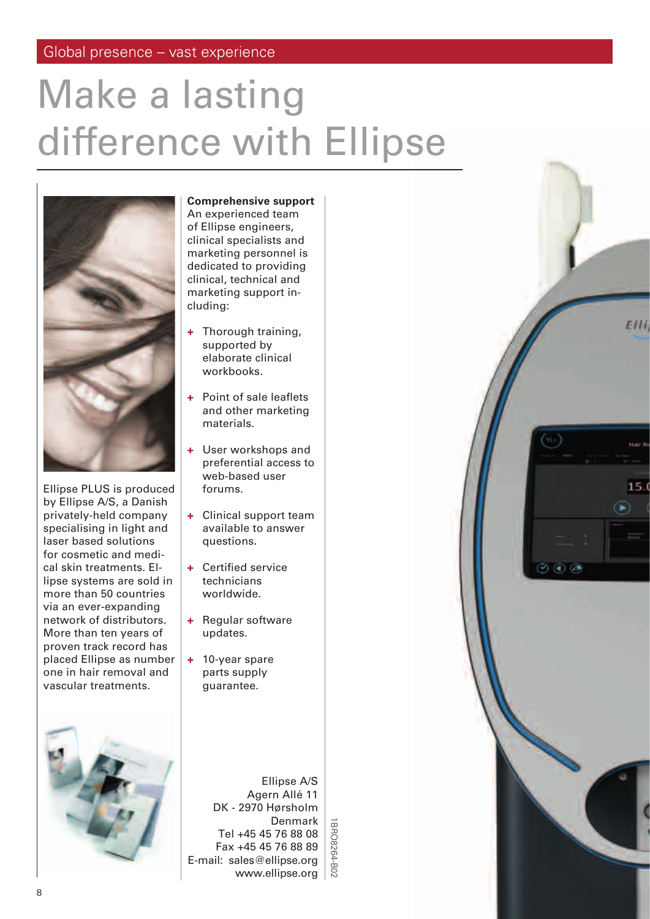Global presence – vast experience

# Make a lasting difference with Ellipse

Ellipse PLUS is produced by Ellipse A/S, a Danish privately-held company specialising in light and laser based solutions for cosmetic and medical skin treatments. Ellipse systems are sold in more than 50 countries via an ever-expanding network of distributors. More than ten years of proven track record has placed Ellipse as number one in hair removal and vascular treatments.

**Comprehensive support**
An experienced team of Ellipse engineers, clinical specialists and marketing personnel is dedicated to providing clinical, technical and marketing support including:

+ Thorough training, supported by elaborate clinical workbooks.
+ Point of sale leaflets and other marketing materials.
+ User workshops and preferential access to web-based user forums.
+ Clinical support team available to answer questions.
+ Certified service technicians worldwide.
+ Regular software updates.
+ 10-year spare parts supply guarantee.

Ellipse A/S
Agern Allé 11
DK - 2970 Hørsholm
Denmark
Tel +45 45 76 88 08
Fax +45 45 76 88 89
E-mail: sales@ellipse.org
www.ellipse.org

1BRO8264-B02